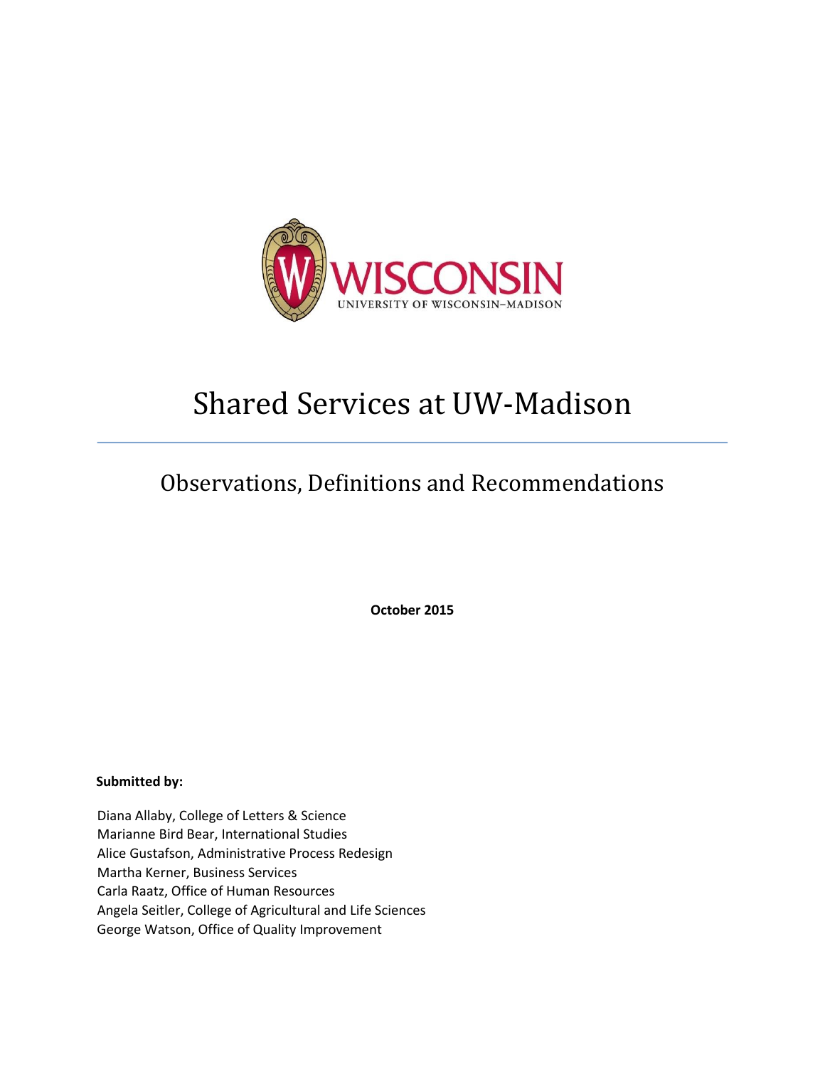WISCONSIN
UNIVERSITY OF WISCONSIN–MADISON

# Shared Services at UW-Madison

## Observations, Definitions and Recommendations

**October 2015**

**Submitted by:**

Diana Allaby, College of Letters & Science
Marianne Bird Bear, International Studies
Alice Gustafson, Administrative Process Redesign
Martha Kerner, Business Services
Carla Raatz, Office of Human Resources
Angela Seitler, College of Agricultural and Life Sciences
George Watson, Office of Quality Improvement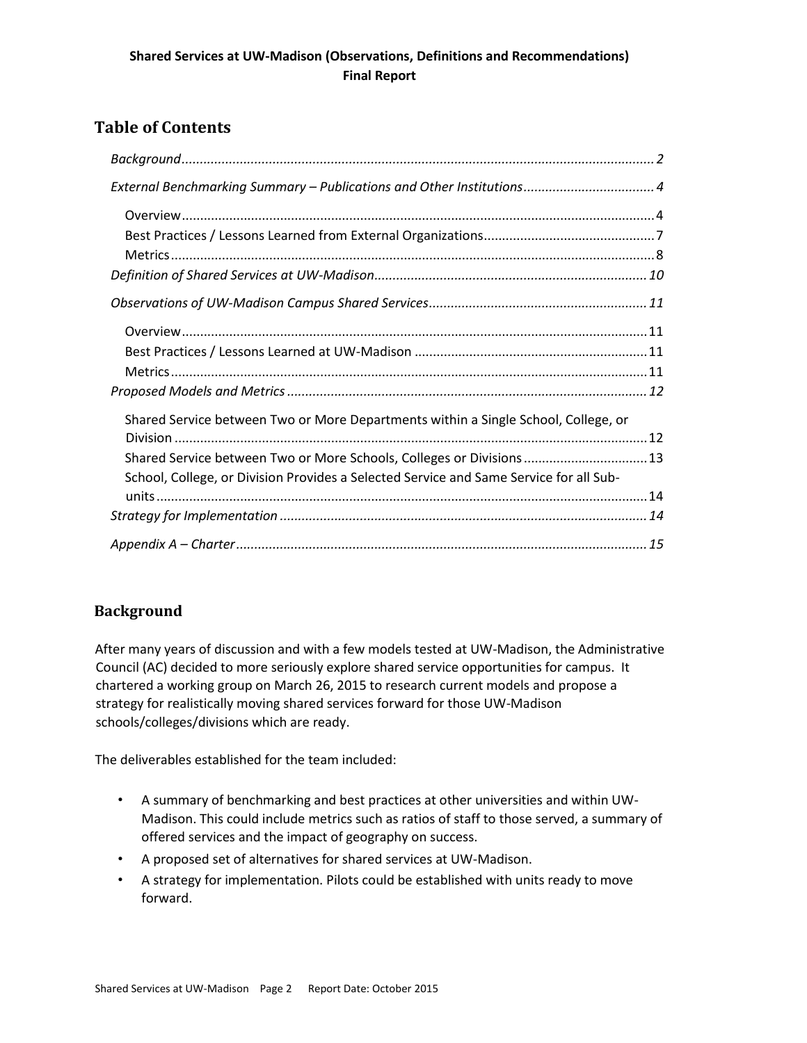**Shared Services at UW-Madison (Observations, Definitions and Recommendations)**
**Final Report**

## Table of Contents

*Background* ..... 2

*External Benchmarking Summary – Publications and Other Institutions* ..... 4

- Overview ..... 4
- Best Practices / Lessons Learned from External Organizations ..... 7
- Metrics ..... 8

*Definition of Shared Services at UW-Madison* ..... 10

*Observations of UW-Madison Campus Shared Services* ..... 11

- Overview ..... 11
- Best Practices / Lessons Learned at UW-Madison ..... 11
- Metrics ..... 11

*Proposed Models and Metrics* ..... 12

- Shared Service between Two or More Departments within a Single School, College, or Division ..... 12
- Shared Service between Two or More Schools, Colleges or Divisions ..... 13
- School, College, or Division Provides a Selected Service and Same Service for all Sub-units ..... 14

*Strategy for Implementation* ..... 14

*Appendix A – Charter* ..... 15

## Background

After many years of discussion and with a few models tested at UW-Madison, the Administrative Council (AC) decided to more seriously explore shared service opportunities for campus. It chartered a working group on March 26, 2015 to research current models and propose a strategy for realistically moving shared services forward for those UW-Madison schools/colleges/divisions which are ready.

The deliverables established for the team included:

- A summary of benchmarking and best practices at other universities and within UW-Madison. This could include metrics such as ratios of staff to those served, a summary of offered services and the impact of geography on success.
- A proposed set of alternatives for shared services at UW-Madison.
- A strategy for implementation. Pilots could be established with units ready to move forward.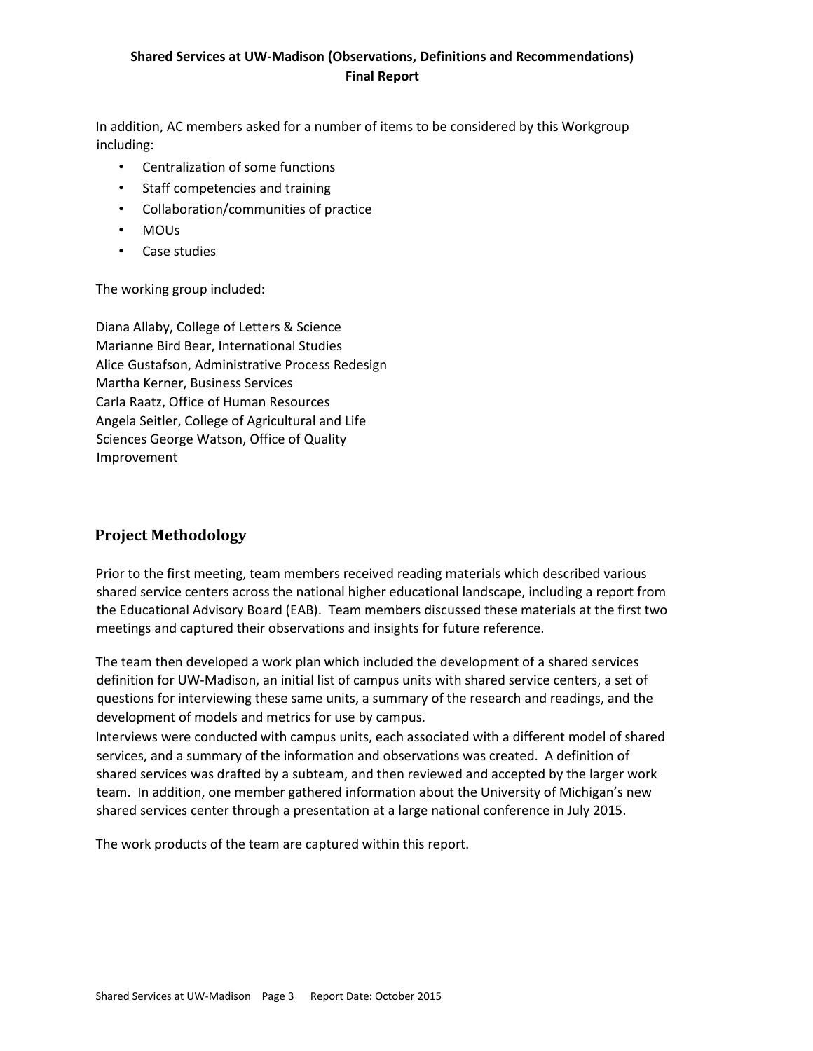In addition, AC members asked for a number of items to be considered by this Workgroup including:

- Centralization of some functions
- Staff competencies and training
- Collaboration/communities of practice
- MOUs
- Case studies

The working group included:

Diana Allaby, College of Letters & Science
Marianne Bird Bear, International Studies
Alice Gustafson, Administrative Process Redesign
Martha Kerner, Business Services
Carla Raatz, Office of Human Resources
Angela Seitler, College of Agricultural and Life Sciences
George Watson, Office of Quality Improvement

## Project Methodology

Prior to the first meeting, team members received reading materials which described various shared service centers across the national higher educational landscape, including a report from the Educational Advisory Board (EAB). Team members discussed these materials at the first two meetings and captured their observations and insights for future reference.

The team then developed a work plan which included the development of a shared services definition for UW-Madison, an initial list of campus units with shared service centers, a set of questions for interviewing these same units, a summary of the research and readings, and the development of models and metrics for use by campus.

Interviews were conducted with campus units, each associated with a different model of shared services, and a summary of the information and observations was created. A definition of shared services was drafted by a subteam, and then reviewed and accepted by the larger work team. In addition, one member gathered information about the University of Michigan's new shared services center through a presentation at a large national conference in July 2015.

The work products of the team are captured within this report.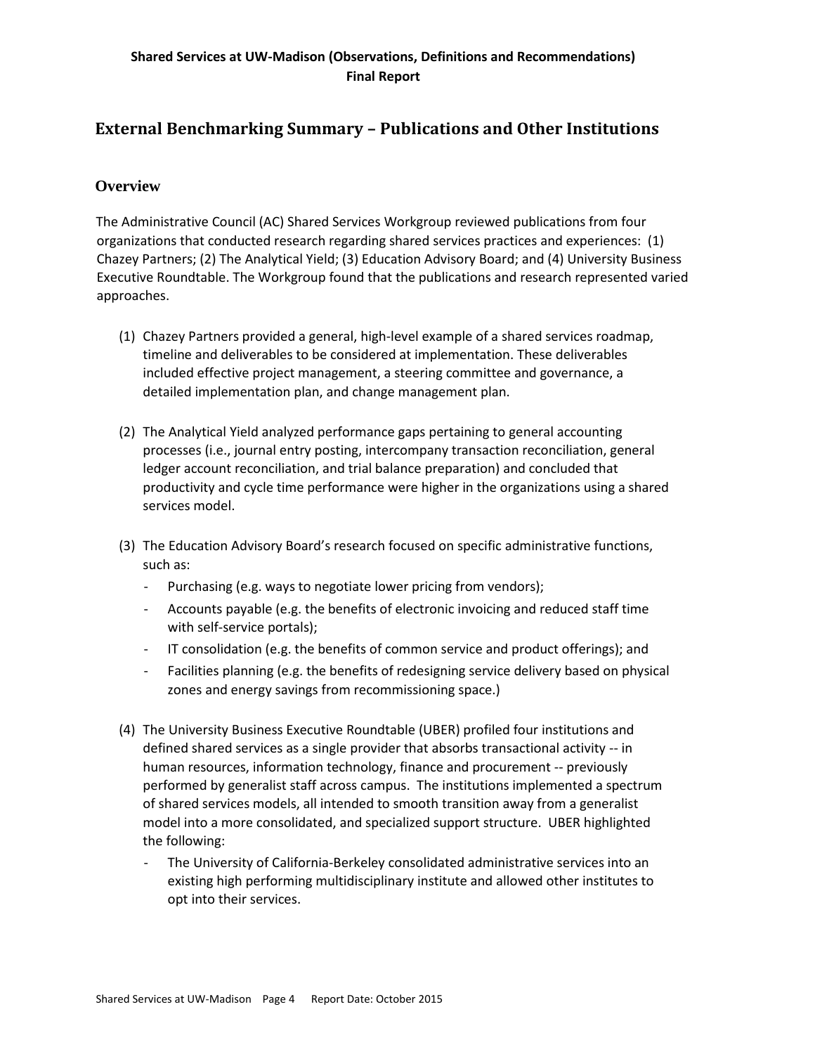## External Benchmarking Summary – Publications and Other Institutions

### Overview

The Administrative Council (AC) Shared Services Workgroup reviewed publications from four organizations that conducted research regarding shared services practices and experiences: (1) Chazey Partners; (2) The Analytical Yield; (3) Education Advisory Board; and (4) University Business Executive Roundtable. The Workgroup found that the publications and research represented varied approaches.

(1) Chazey Partners provided a general, high-level example of a shared services roadmap, timeline and deliverables to be considered at implementation. These deliverables included effective project management, a steering committee and governance, a detailed implementation plan, and change management plan.

(2) The Analytical Yield analyzed performance gaps pertaining to general accounting processes (i.e., journal entry posting, intercompany transaction reconciliation, general ledger account reconciliation, and trial balance preparation) and concluded that productivity and cycle time performance were higher in the organizations using a shared services model.

(3) The Education Advisory Board's research focused on specific administrative functions, such as:
   - Purchasing (e.g. ways to negotiate lower pricing from vendors);
   - Accounts payable (e.g. the benefits of electronic invoicing and reduced staff time with self-service portals);
   - IT consolidation (e.g. the benefits of common service and product offerings); and
   - Facilities planning (e.g. the benefits of redesigning service delivery based on physical zones and energy savings from recommissioning space.)

(4) The University Business Executive Roundtable (UBER) profiled four institutions and defined shared services as a single provider that absorbs transactional activity -- in human resources, information technology, finance and procurement -- previously performed by generalist staff across campus. The institutions implemented a spectrum of shared services models, all intended to smooth transition away from a generalist model into a more consolidated, and specialized support structure. UBER highlighted the following:
   - The University of California-Berkeley consolidated administrative services into an existing high performing multidisciplinary institute and allowed other institutes to opt into their services.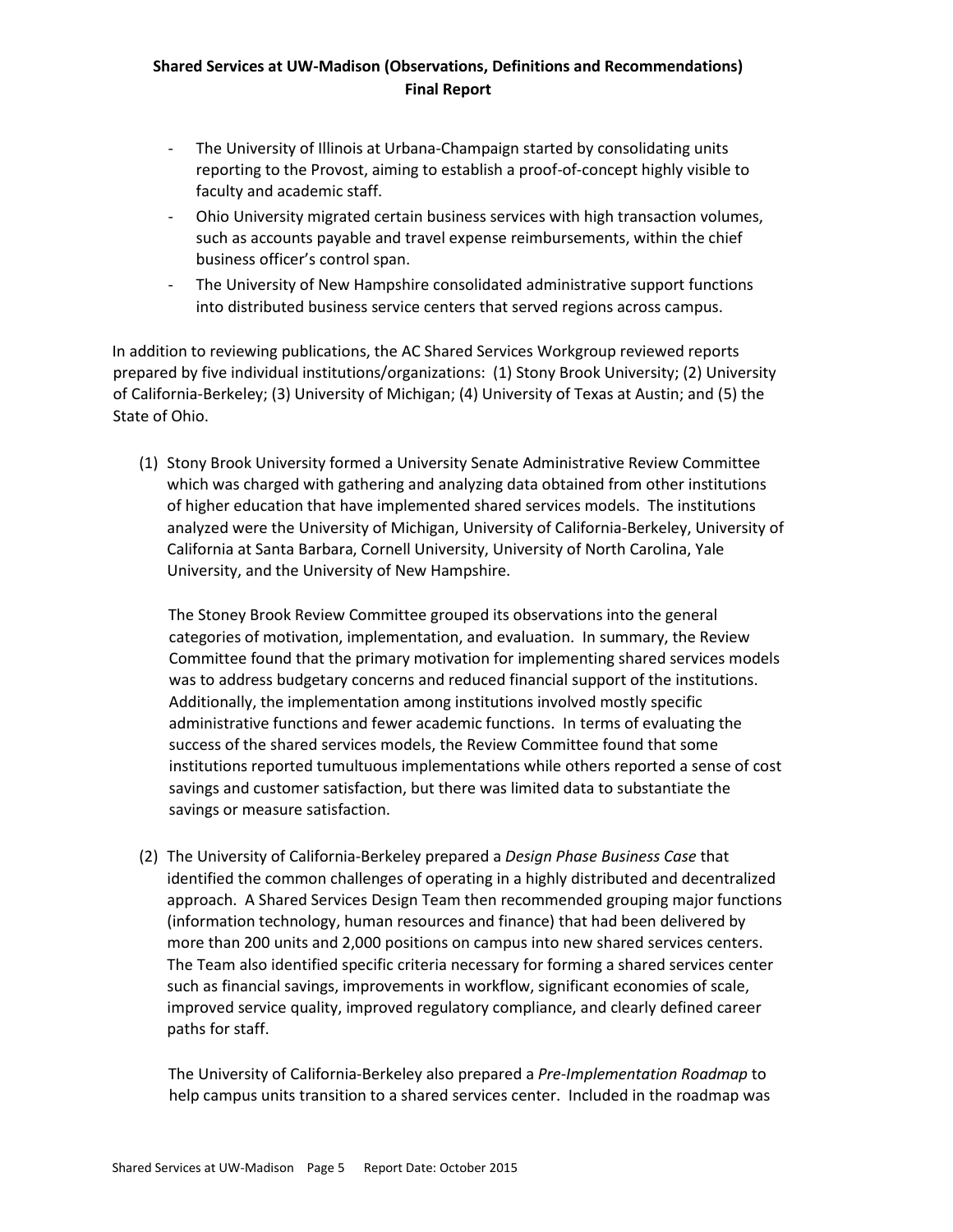- The University of Illinois at Urbana-Champaign started by consolidating units reporting to the Provost, aiming to establish a proof-of-concept highly visible to faculty and academic staff.
- Ohio University migrated certain business services with high transaction volumes, such as accounts payable and travel expense reimbursements, within the chief business officer's control span.
- The University of New Hampshire consolidated administrative support functions into distributed business service centers that served regions across campus.

In addition to reviewing publications, the AC Shared Services Workgroup reviewed reports prepared by five individual institutions/organizations: (1) Stony Brook University; (2) University of California-Berkeley; (3) University of Michigan; (4) University of Texas at Austin; and (5) the State of Ohio.

(1) Stony Brook University formed a University Senate Administrative Review Committee which was charged with gathering and analyzing data obtained from other institutions of higher education that have implemented shared services models. The institutions analyzed were the University of Michigan, University of California-Berkeley, University of California at Santa Barbara, Cornell University, University of North Carolina, Yale University, and the University of New Hampshire.

    The Stoney Brook Review Committee grouped its observations into the general categories of motivation, implementation, and evaluation. In summary, the Review Committee found that the primary motivation for implementing shared services models was to address budgetary concerns and reduced financial support of the institutions. Additionally, the implementation among institutions involved mostly specific administrative functions and fewer academic functions. In terms of evaluating the success of the shared services models, the Review Committee found that some institutions reported tumultuous implementations while others reported a sense of cost savings and customer satisfaction, but there was limited data to substantiate the savings or measure satisfaction.

(2) The University of California-Berkeley prepared a *Design Phase Business Case* that identified the common challenges of operating in a highly distributed and decentralized approach. A Shared Services Design Team then recommended grouping major functions (information technology, human resources and finance) that had been delivered by more than 200 units and 2,000 positions on campus into new shared services centers. The Team also identified specific criteria necessary for forming a shared services center such as financial savings, improvements in workflow, significant economies of scale, improved service quality, improved regulatory compliance, and clearly defined career paths for staff.

    The University of California-Berkeley also prepared a *Pre-Implementation Roadmap* to help campus units transition to a shared services center. Included in the roadmap was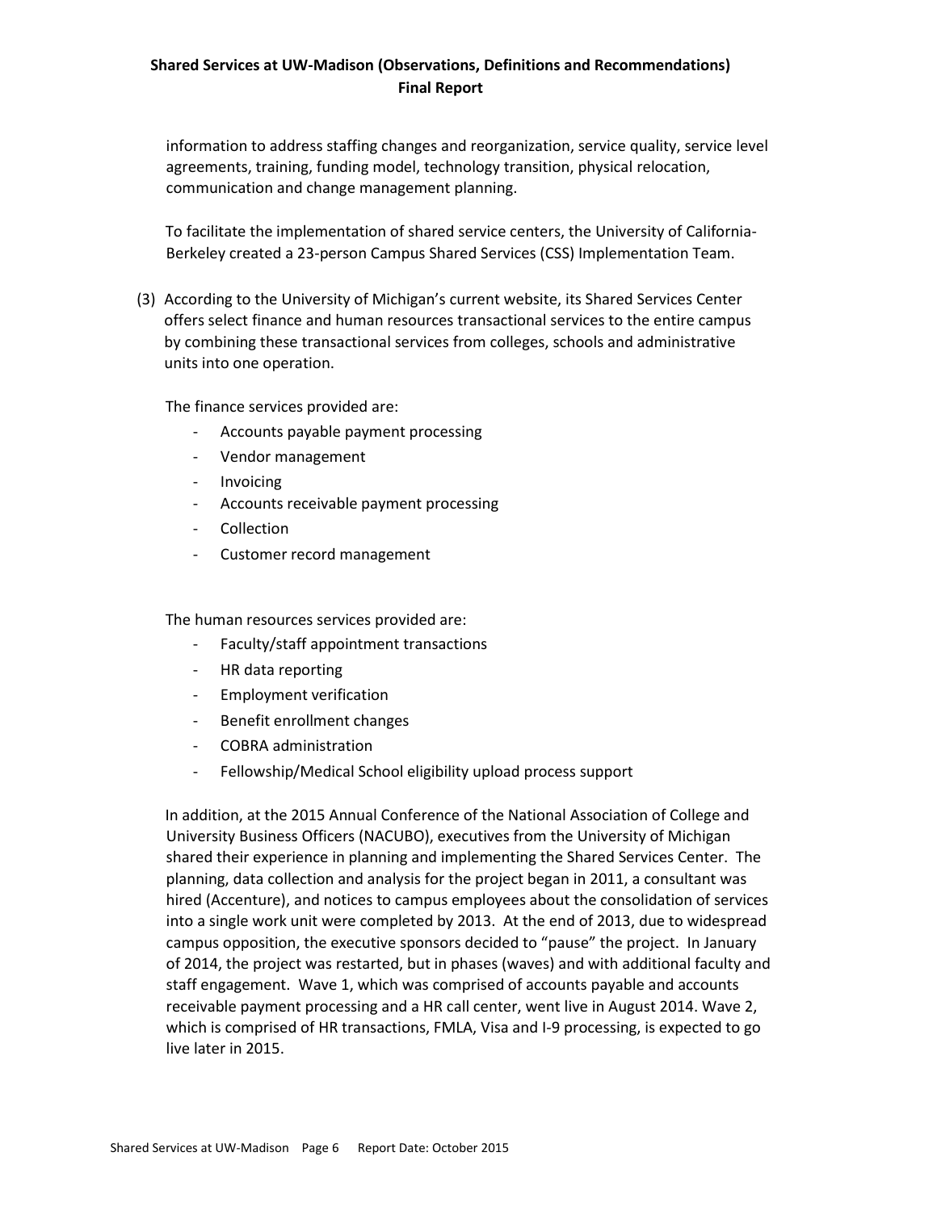information to address staffing changes and reorganization, service quality, service level agreements, training, funding model, technology transition, physical relocation, communication and change management planning.

To facilitate the implementation of shared service centers, the University of California-Berkeley created a 23-person Campus Shared Services (CSS) Implementation Team.

(3) According to the University of Michigan's current website, its Shared Services Center offers select finance and human resources transactional services to the entire campus by combining these transactional services from colleges, schools and administrative units into one operation.

The finance services provided are:

- Accounts payable payment processing
- Vendor management
- Invoicing
- Accounts receivable payment processing
- Collection
- Customer record management

The human resources services provided are:

- Faculty/staff appointment transactions
- HR data reporting
- Employment verification
- Benefit enrollment changes
- COBRA administration
- Fellowship/Medical School eligibility upload process support

In addition, at the 2015 Annual Conference of the National Association of College and University Business Officers (NACUBO), executives from the University of Michigan shared their experience in planning and implementing the Shared Services Center. The planning, data collection and analysis for the project began in 2011, a consultant was hired (Accenture), and notices to campus employees about the consolidation of services into a single work unit were completed by 2013. At the end of 2013, due to widespread campus opposition, the executive sponsors decided to "pause" the project. In January of 2014, the project was restarted, but in phases (waves) and with additional faculty and staff engagement. Wave 1, which was comprised of accounts payable and accounts receivable payment processing and a HR call center, went live in August 2014. Wave 2, which is comprised of HR transactions, FMLA, Visa and I-9 processing, is expected to go live later in 2015.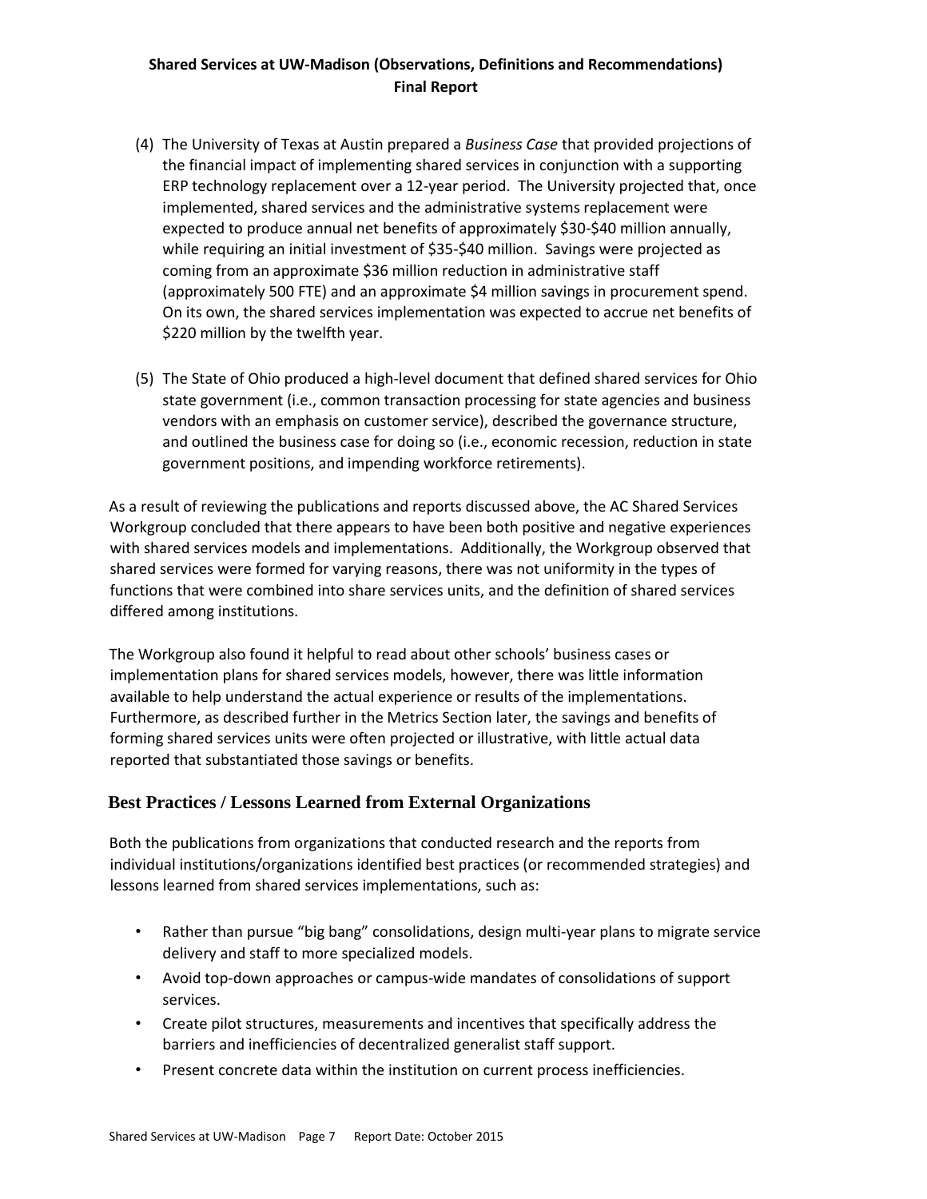(4) The University of Texas at Austin prepared a *Business Case* that provided projections of the financial impact of implementing shared services in conjunction with a supporting ERP technology replacement over a 12-year period. The University projected that, once implemented, shared services and the administrative systems replacement were expected to produce annual net benefits of approximately $30-$40 million annually, while requiring an initial investment of $35-$40 million. Savings were projected as coming from an approximate $36 million reduction in administrative staff (approximately 500 FTE) and an approximate $4 million savings in procurement spend. On its own, the shared services implementation was expected to accrue net benefits of $220 million by the twelfth year.

(5) The State of Ohio produced a high-level document that defined shared services for Ohio state government (i.e., common transaction processing for state agencies and business vendors with an emphasis on customer service), described the governance structure, and outlined the business case for doing so (i.e., economic recession, reduction in state government positions, and impending workforce retirements).

As a result of reviewing the publications and reports discussed above, the AC Shared Services Workgroup concluded that there appears to have been both positive and negative experiences with shared services models and implementations. Additionally, the Workgroup observed that shared services were formed for varying reasons, there was not uniformity in the types of functions that were combined into share services units, and the definition of shared services differed among institutions.

The Workgroup also found it helpful to read about other schools' business cases or implementation plans for shared services models, however, there was little information available to help understand the actual experience or results of the implementations. Furthermore, as described further in the Metrics Section later, the savings and benefits of forming shared services units were often projected or illustrative, with little actual data reported that substantiated those savings or benefits.

## Best Practices / Lessons Learned from External Organizations

Both the publications from organizations that conducted research and the reports from individual institutions/organizations identified best practices (or recommended strategies) and lessons learned from shared services implementations, such as:

- Rather than pursue "big bang" consolidations, design multi-year plans to migrate service delivery and staff to more specialized models.
- Avoid top-down approaches or campus-wide mandates of consolidations of support services.
- Create pilot structures, measurements and incentives that specifically address the barriers and inefficiencies of decentralized generalist staff support.
- Present concrete data within the institution on current process inefficiencies.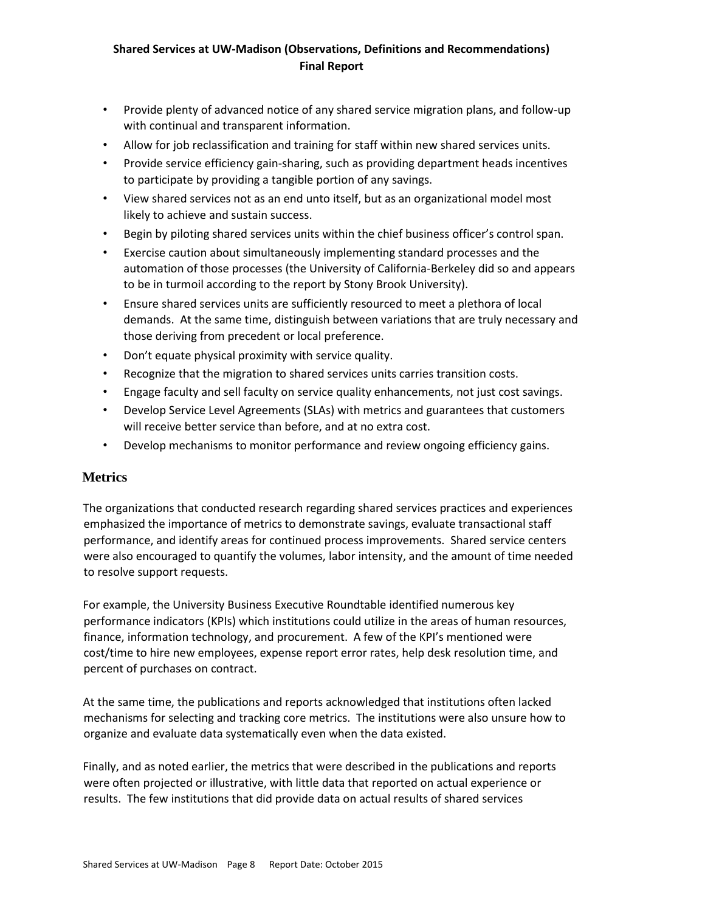- Provide plenty of advanced notice of any shared service migration plans, and follow-up with continual and transparent information.
- Allow for job reclassification and training for staff within new shared services units.
- Provide service efficiency gain-sharing, such as providing department heads incentives to participate by providing a tangible portion of any savings.
- View shared services not as an end unto itself, but as an organizational model most likely to achieve and sustain success.
- Begin by piloting shared services units within the chief business officer's control span.
- Exercise caution about simultaneously implementing standard processes and the automation of those processes (the University of California-Berkeley did so and appears to be in turmoil according to the report by Stony Brook University).
- Ensure shared services units are sufficiently resourced to meet a plethora of local demands. At the same time, distinguish between variations that are truly necessary and those deriving from precedent or local preference.
- Don't equate physical proximity with service quality.
- Recognize that the migration to shared services units carries transition costs.
- Engage faculty and sell faculty on service quality enhancements, not just cost savings.
- Develop Service Level Agreements (SLAs) with metrics and guarantees that customers will receive better service than before, and at no extra cost.
- Develop mechanisms to monitor performance and review ongoing efficiency gains.

## Metrics

The organizations that conducted research regarding shared services practices and experiences emphasized the importance of metrics to demonstrate savings, evaluate transactional staff performance, and identify areas for continued process improvements. Shared service centers were also encouraged to quantify the volumes, labor intensity, and the amount of time needed to resolve support requests.

For example, the University Business Executive Roundtable identified numerous key performance indicators (KPIs) which institutions could utilize in the areas of human resources, finance, information technology, and procurement. A few of the KPI's mentioned were cost/time to hire new employees, expense report error rates, help desk resolution time, and percent of purchases on contract.

At the same time, the publications and reports acknowledged that institutions often lacked mechanisms for selecting and tracking core metrics. The institutions were also unsure how to organize and evaluate data systematically even when the data existed.

Finally, and as noted earlier, the metrics that were described in the publications and reports were often projected or illustrative, with little data that reported on actual experience or results. The few institutions that did provide data on actual results of shared services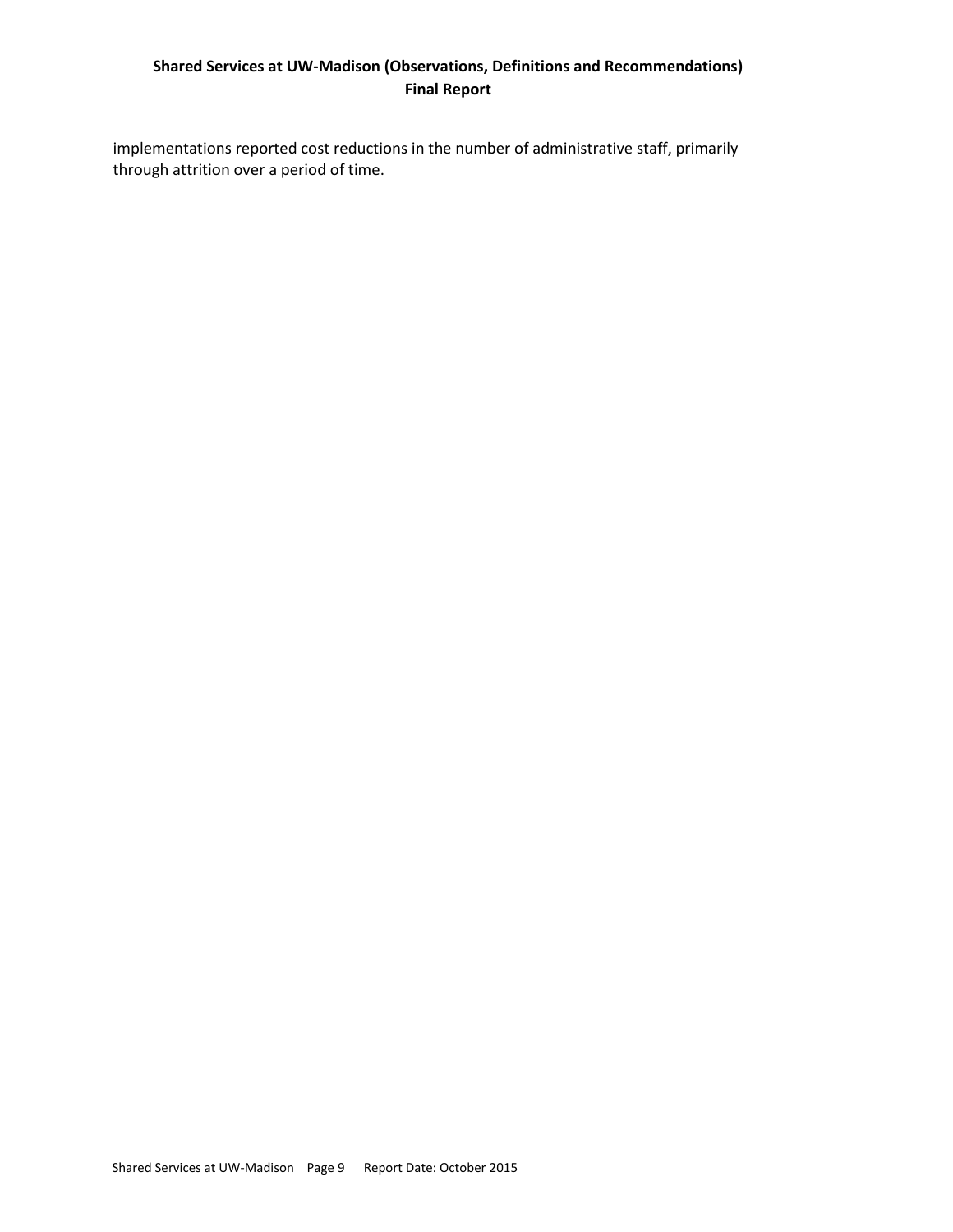implementations reported cost reductions in the number of administrative staff, primarily through attrition over a period of time.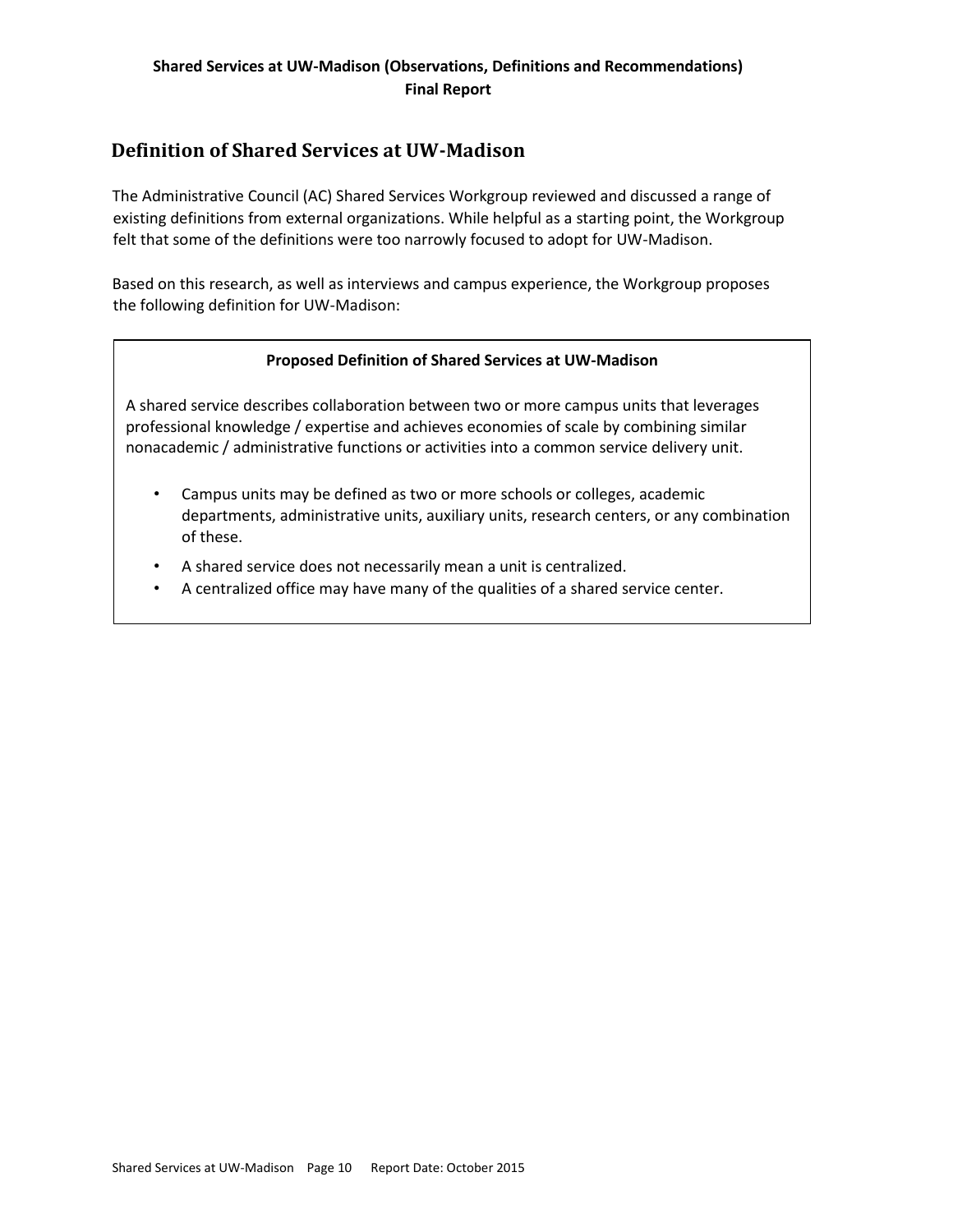## Definition of Shared Services at UW-Madison

The Administrative Council (AC) Shared Services Workgroup reviewed and discussed a range of existing definitions from external organizations. While helpful as a starting point, the Workgroup felt that some of the definitions were too narrowly focused to adopt for UW-Madison.

Based on this research, as well as interviews and campus experience, the Workgroup proposes the following definition for UW-Madison:

**Proposed Definition of Shared Services at UW-Madison**

A shared service describes collaboration between two or more campus units that leverages professional knowledge / expertise and achieves economies of scale by combining similar nonacademic / administrative functions or activities into a common service delivery unit.

- Campus units may be defined as two or more schools or colleges, academic departments, administrative units, auxiliary units, research centers, or any combination of these.
- A shared service does not necessarily mean a unit is centralized.
- A centralized office may have many of the qualities of a shared service center.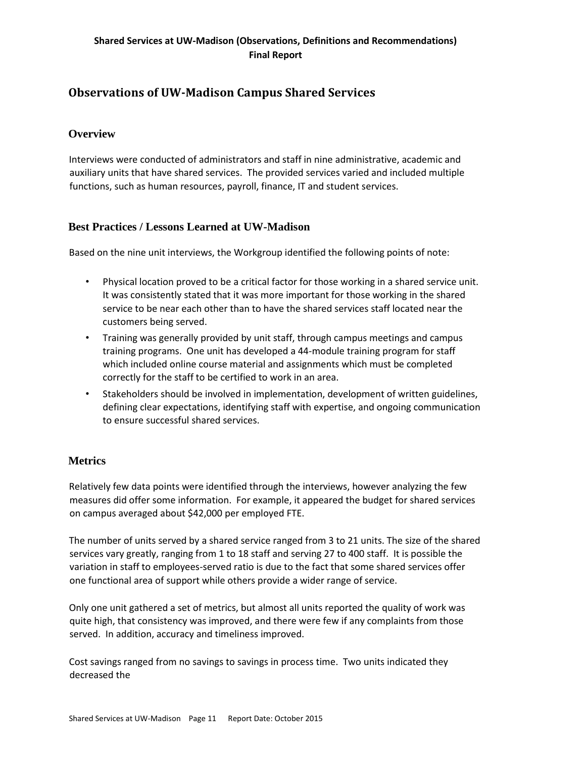## Observations of UW-Madison Campus Shared Services

### Overview

Interviews were conducted of administrators and staff in nine administrative, academic and auxiliary units that have shared services. The provided services varied and included multiple functions, such as human resources, payroll, finance, IT and student services.

### Best Practices / Lessons Learned at UW-Madison

Based on the nine unit interviews, the Workgroup identified the following points of note:

- Physical location proved to be a critical factor for those working in a shared service unit. It was consistently stated that it was more important for those working in the shared service to be near each other than to have the shared services staff located near the customers being served.
- Training was generally provided by unit staff, through campus meetings and campus training programs. One unit has developed a 44-module training program for staff which included online course material and assignments which must be completed correctly for the staff to be certified to work in an area.
- Stakeholders should be involved in implementation, development of written guidelines, defining clear expectations, identifying staff with expertise, and ongoing communication to ensure successful shared services.

### Metrics

Relatively few data points were identified through the interviews, however analyzing the few measures did offer some information. For example, it appeared the budget for shared services on campus averaged about $42,000 per employed FTE.

The number of units served by a shared service ranged from 3 to 21 units. The size of the shared services vary greatly, ranging from 1 to 18 staff and serving 27 to 400 staff. It is possible the variation in staff to employees-served ratio is due to the fact that some shared services offer one functional area of support while others provide a wider range of service.

Only one unit gathered a set of metrics, but almost all units reported the quality of work was quite high, that consistency was improved, and there were few if any complaints from those served. In addition, accuracy and timeliness improved.

Cost savings ranged from no savings to savings in process time. Two units indicated they decreased the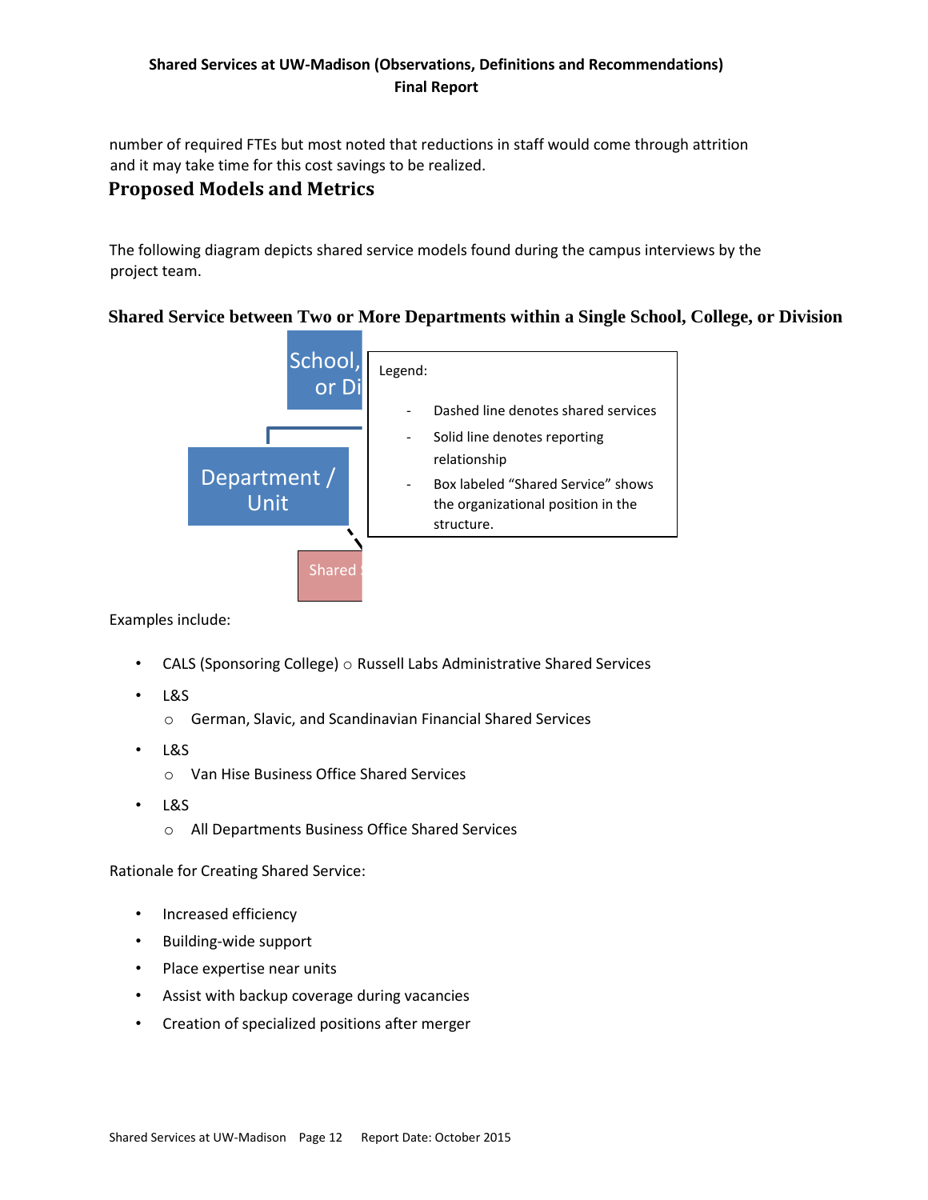number of required FTEs but most noted that reductions in staff would come through attrition and it may take time for this cost savings to be realized.

## Proposed Models and Metrics

The following diagram depicts shared service models found during the campus interviews by the project team.

### Shared Service between Two or More Departments within a Single School, College, or Division

School, or Di

Department / Unit

Shared

Legend:

- Dashed line denotes shared services
- Solid line denotes reporting relationship
- Box labeled "Shared Service" shows the organizational position in the structure.

Examples include:

- CALS (Sponsoring College) ○ Russell Labs Administrative Shared Services
- L&S
  - German, Slavic, and Scandinavian Financial Shared Services
- L&S
  - Van Hise Business Office Shared Services
- L&S
  - All Departments Business Office Shared Services

Rationale for Creating Shared Service:

- Increased efficiency
- Building-wide support
- Place expertise near units
- Assist with backup coverage during vacancies
- Creation of specialized positions after merger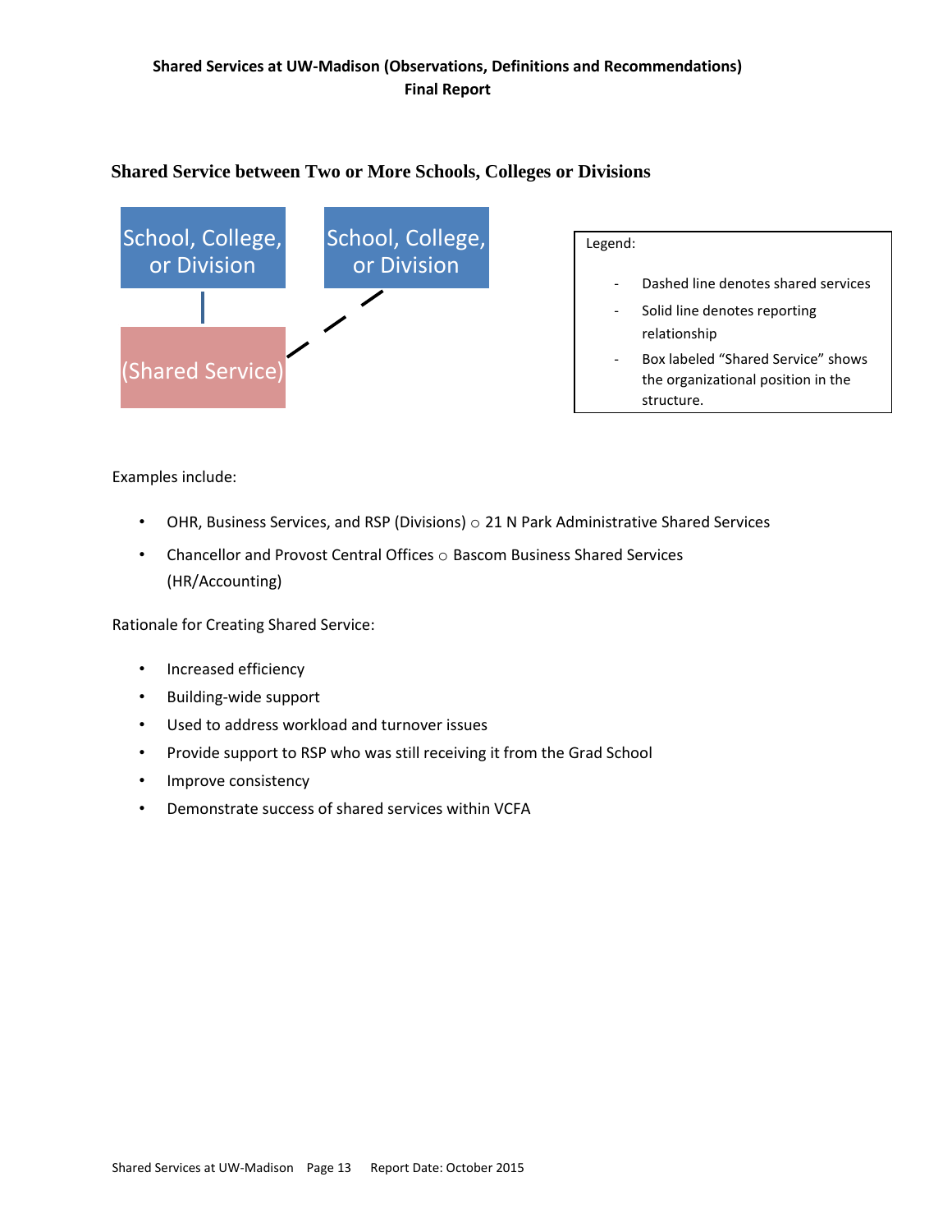## Shared Service between Two or More Schools, Colleges or Divisions

School, College, or Division

School, College, or Division

(Shared Service)

Legend:

- Dashed line denotes shared services
- Solid line denotes reporting relationship
- Box labeled "Shared Service" shows the organizational position in the structure.

Examples include:

- OHR, Business Services, and RSP (Divisions) ○ 21 N Park Administrative Shared Services
- Chancellor and Provost Central Offices ○ Bascom Business Shared Services (HR/Accounting)

Rationale for Creating Shared Service:

- Increased efficiency
- Building-wide support
- Used to address workload and turnover issues
- Provide support to RSP who was still receiving it from the Grad School
- Improve consistency
- Demonstrate success of shared services within VCFA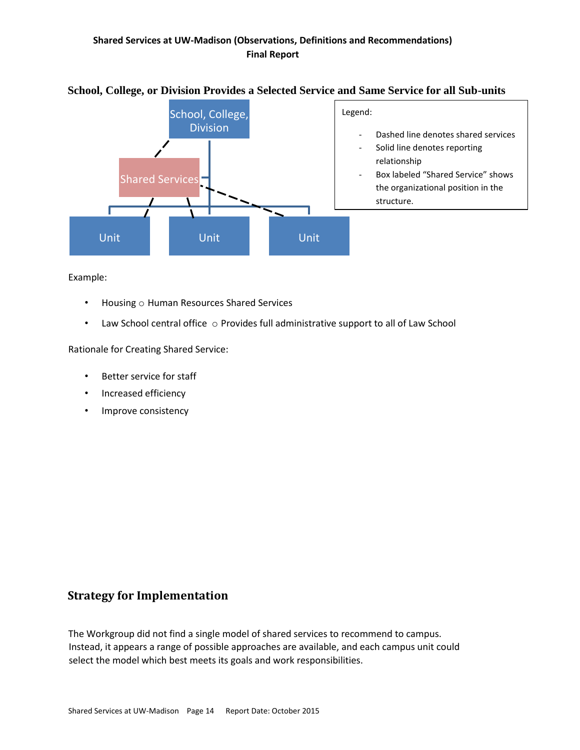### School, College, or Division Provides a Selected Service and Same Service for all Sub-units

School, College, Division

Shared Services

Unit

Unit

Unit

Legend:

- Dashed line denotes shared services
- Solid line denotes reporting relationship
- Box labeled "Shared Service" shows the organizational position in the structure.

Example:

- Housing ○ Human Resources Shared Services
- Law School central office ○ Provides full administrative support to all of Law School

Rationale for Creating Shared Service:

- Better service for staff
- Increased efficiency
- Improve consistency

## Strategy for Implementation

The Workgroup did not find a single model of shared services to recommend to campus. Instead, it appears a range of possible approaches are available, and each campus unit could select the model which best meets its goals and work responsibilities.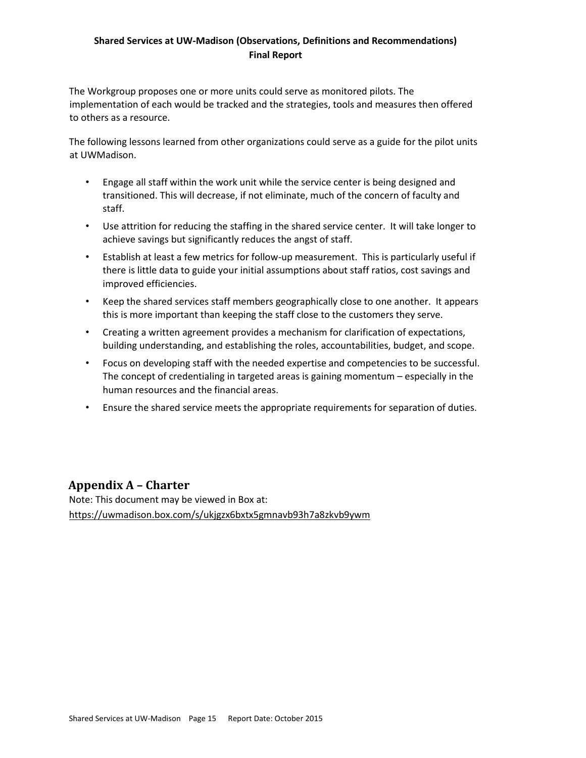The Workgroup proposes one or more units could serve as monitored pilots. The implementation of each would be tracked and the strategies, tools and measures then offered to others as a resource.

The following lessons learned from other organizations could serve as a guide for the pilot units at UWMadison.

- Engage all staff within the work unit while the service center is being designed and transitioned. This will decrease, if not eliminate, much of the concern of faculty and staff.
- Use attrition for reducing the staffing in the shared service center. It will take longer to achieve savings but significantly reduces the angst of staff.
- Establish at least a few metrics for follow-up measurement. This is particularly useful if there is little data to guide your initial assumptions about staff ratios, cost savings and improved efficiencies.
- Keep the shared services staff members geographically close to one another. It appears this is more important than keeping the staff close to the customers they serve.
- Creating a written agreement provides a mechanism for clarification of expectations, building understanding, and establishing the roles, accountabilities, budget, and scope.
- Focus on developing staff with the needed expertise and competencies to be successful. The concept of credentialing in targeted areas is gaining momentum – especially in the human resources and the financial areas.
- Ensure the shared service meets the appropriate requirements for separation of duties.

## Appendix A – Charter

Note: This document may be viewed in Box at:
https://uwmadison.box.com/s/ukjgzx6bxtx5gmnavb93h7a8zkvb9ywm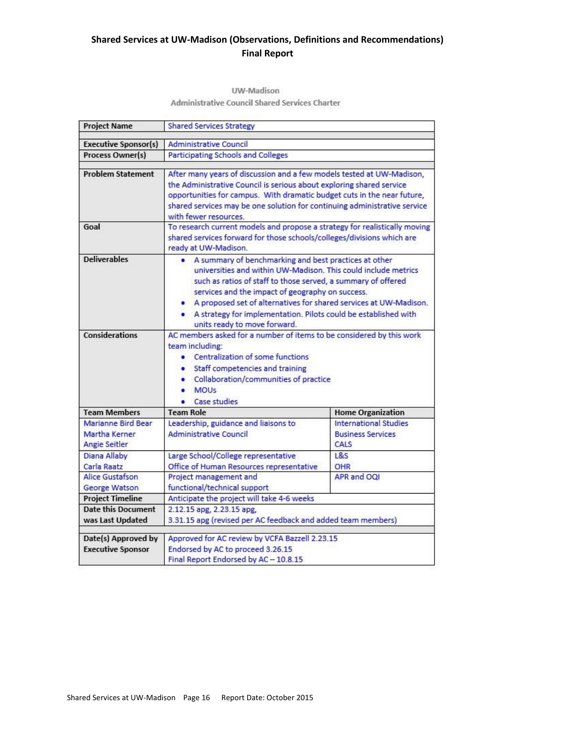**Shared Services at UW-Madison (Observations, Definitions and Recommendations)**
**Final Report**

UW-Madison
Administrative Council Shared Services Charter

| | | |
|---|---|---|
| **Project Name** | Shared Services Strategy | |
| **Executive Sponsor(s)** | Administrative Council | |
| **Process Owner(s)** | Participating Schools and Colleges | |
| **Problem Statement** | After many years of discussion and a few models tested at UW-Madison, the Administrative Council is serious about exploring shared service opportunities for campus. With dramatic budget cuts in the near future, shared services may be one solution for continuing administrative service with fewer resources. | |
| **Goal** | To research current models and propose a strategy for realistically moving shared services forward for those schools/colleges/divisions which are ready at UW-Madison. | |
| **Deliverables** | • A summary of benchmarking and best practices at other universities and within UW-Madison. This could include metrics such as ratios of staff to those served, a summary of offered services and the impact of geography on success.<br>• A proposed set of alternatives for shared services at UW-Madison.<br>• A strategy for implementation. Pilots could be established with units ready to move forward. | |
| **Considerations** | AC members asked for a number of items to be considered by this work team including:<br>• Centralization of some functions<br>• Staff competencies and training<br>• Collaboration/communities of practice<br>• MOUs<br>• Case studies | |
| **Team Members** | **Team Role** | **Home Organization** |
| Marianne Bird Bear<br>Martha Kerner<br>Angie Seitler | Leadership, guidance and liaisons to Administrative Council | International Studies<br>Business Services<br>CALS |
| Diana Allaby<br>Carla Raatz | Large School/College representative<br>Office of Human Resources representative | L&S<br>OHR |
| Alice Gustafson<br>George Watson | Project management and functional/technical support | APR and OQI |
| **Project Timeline** | Anticipate the project will take 4-6 weeks | |
| **Date this Document was Last Updated** | 2.12.15 apg, 2.23.15 apg,<br>3.31.15 apg (revised per AC feedback and added team members) | |
| **Date(s) Approved by Executive Sponsor** | Approved for AC review by VCFA Bazzell 2.23.15<br>Endorsed by AC to proceed 3.26.15<br>Final Report Endorsed by AC – 10.8.15 | |